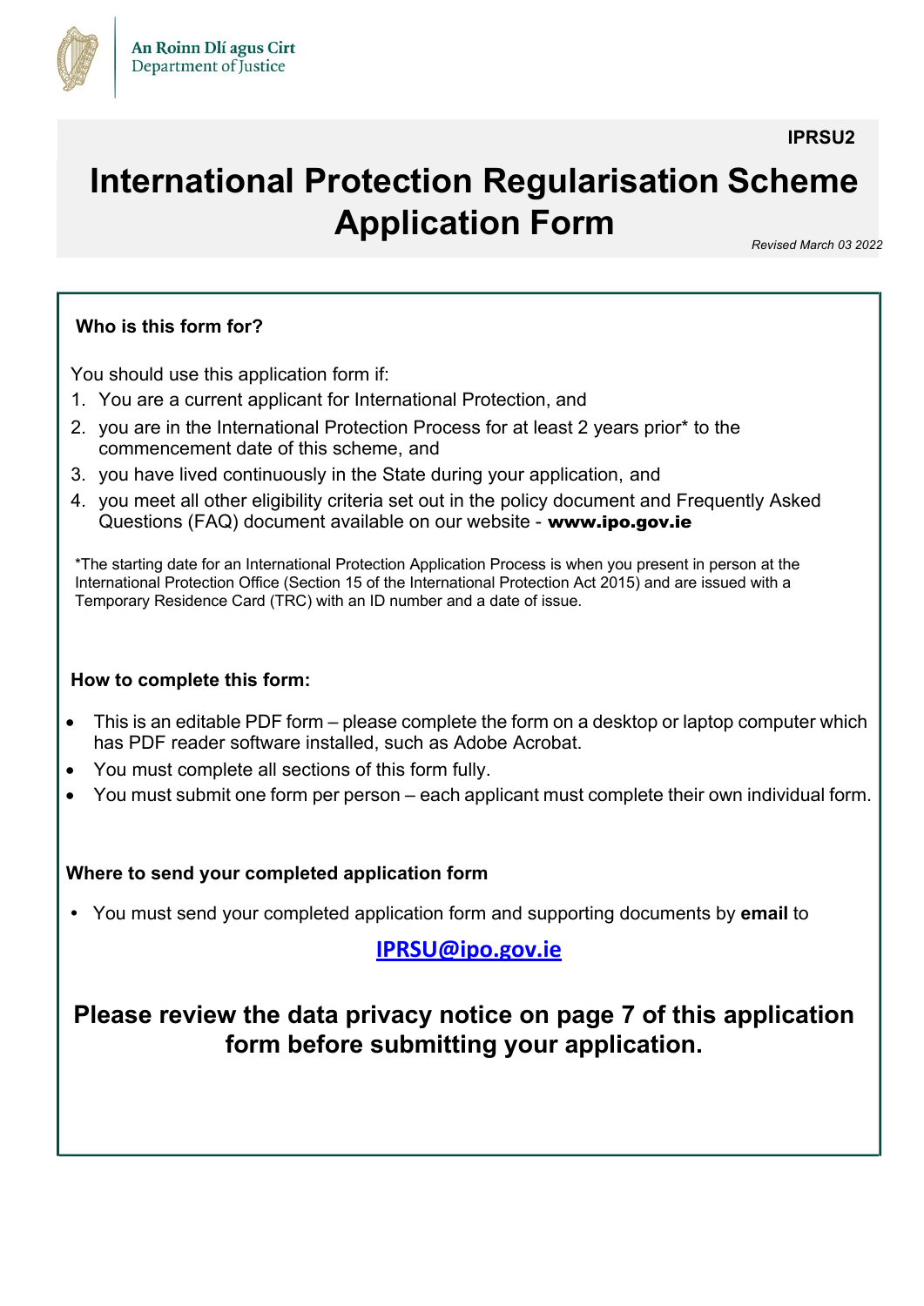An Roinn Dlí agus Cirt
Department of Justice

**IPRSU2**

# International Protection Regularisation Scheme Application Form

*Revised March 03 2022*

### Who is this form for?

You should use this application form if:

1. You are a current applicant for International Protection, and
2. you are in the International Protection Process for at least 2 years prior* to the commencement date of this scheme, and
3. you have lived continuously in the State during your application, and
4. you meet all other eligibility criteria set out in the policy document and Frequently Asked Questions (FAQ) document available on our website - **www.ipo.gov.ie**

*The starting date for an International Protection Application Process is when you present in person at the International Protection Office (Section 15 of the International Protection Act 2015) and are issued with a Temporary Residence Card (TRC) with an ID number and a date of issue.

### How to complete this form:

- This is an editable PDF form – please complete the form on a desktop or laptop computer which has PDF reader software installed, such as Adobe Acrobat.
- You must complete all sections of this form fully.
- You must submit one form per person – each applicant must complete their own individual form.

### Where to send your completed application form

- You must send your completed application form and supporting documents by **email** to

**IPRSU@ipo.gov.ie**

**Please review the data privacy notice on page 7 of this application form before submitting your application.**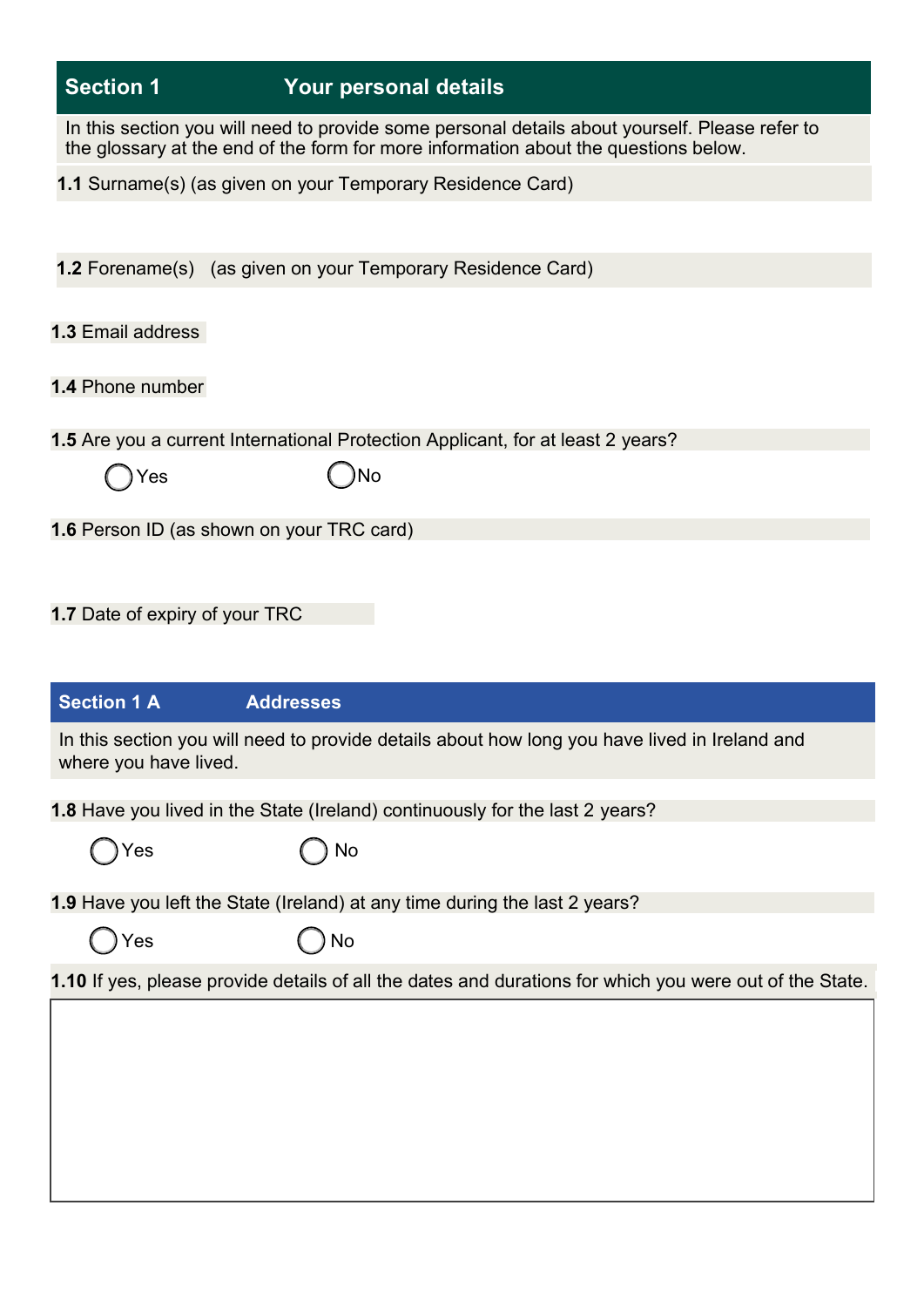## Section 1 Your personal details

In this section you will need to provide some personal details about yourself. Please refer to the glossary at the end of the form for more information about the questions below.

**1.1** Surname(s) (as given on your Temporary Residence Card)

**1.2** Forename(s) (as given on your Temporary Residence Card)

**1.3** Email address

**1.4** Phone number

**1.5** Are you a current International Protection Applicant, for at least 2 years?

◯ Yes ◯ No

**1.6** Person ID (as shown on your TRC card)

**1.7** Date of expiry of your TRC

## Section 1 A Addresses

In this section you will need to provide details about how long you have lived in Ireland and where you have lived.

**1.8** Have you lived in the State (Ireland) continuously for the last 2 years?

◯ Yes ◯ No

**1.9** Have you left the State (Ireland) at any time during the last 2 years?

◯ Yes ◯ No

**1.10** If yes, please provide details of all the dates and durations for which you were out of the State.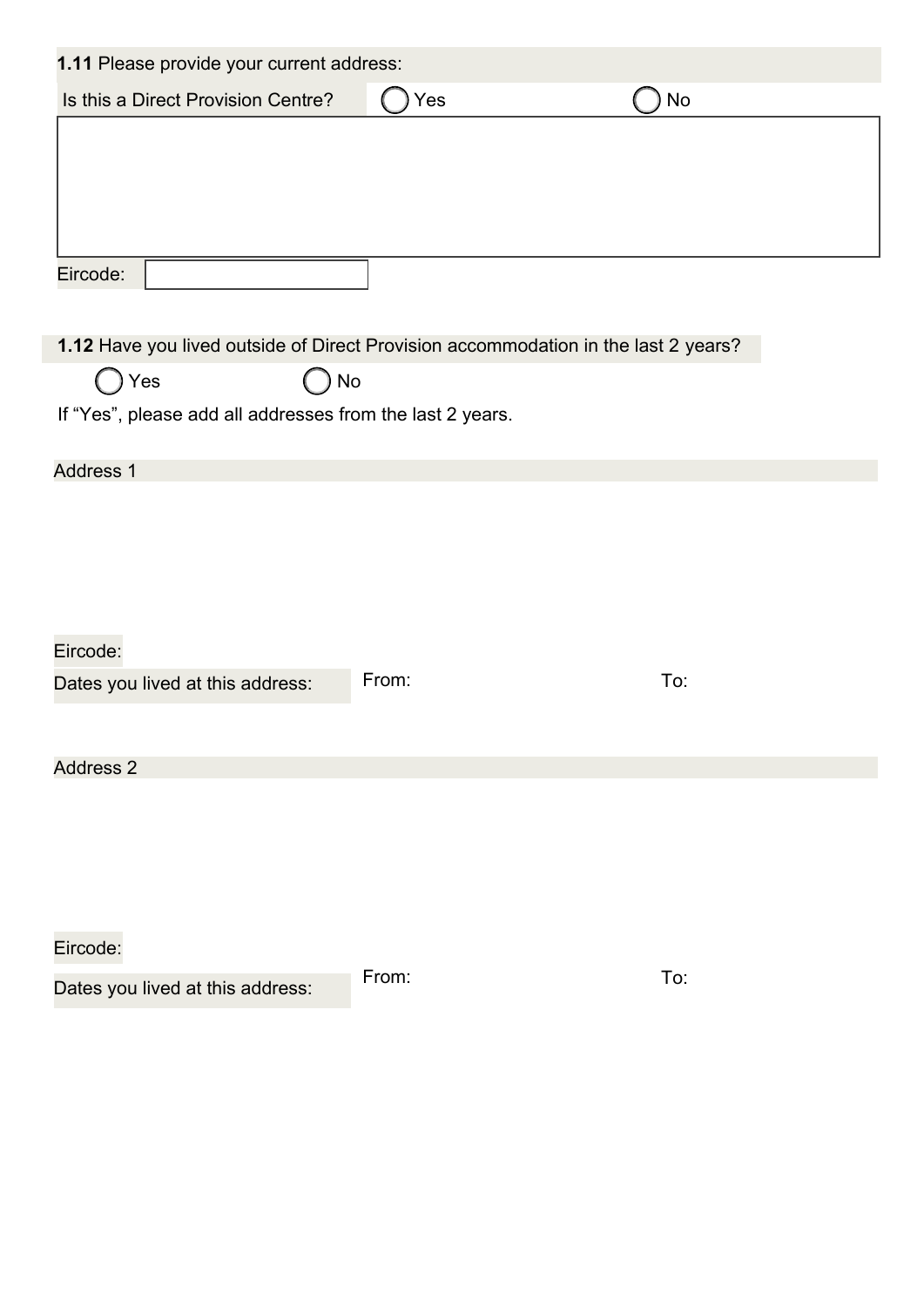**1.11** Please provide your current address:

Is this a Direct Provision Centre? ◯ Yes ◯ No

Eircode:

**1.12** Have you lived outside of Direct Provision accommodation in the last 2 years?

◯ Yes ◯ No

If “Yes”, please add all addresses from the last 2 years.

Address 1

Eircode:

Dates you lived at this address: From: To:

Address 2

Eircode:

Dates you lived at this address: From: To: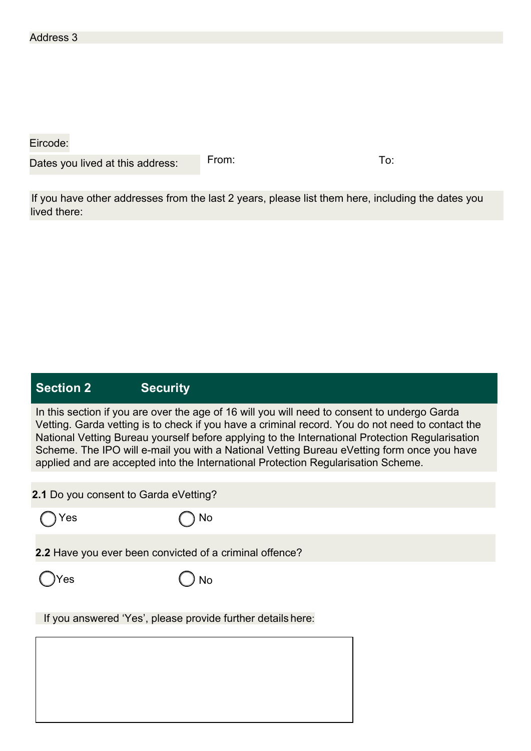Address 3

Eircode:

Dates you lived at this address: From: To:

If you have other addresses from the last 2 years, please list them here, including the dates you lived there:

## Section 2 Security

In this section if you are over the age of 16 will you will need to consent to undergo Garda Vetting. Garda vetting is to check if you have a criminal record. You do not need to contact the National Vetting Bureau yourself before applying to the International Protection Regularisation Scheme. The IPO will e-mail you with a National Vetting Bureau eVetting form once you have applied and are accepted into the International Protection Regularisation Scheme.

**2.1** Do you consent to Garda eVetting?

◯ Yes ◯ No

**2.2** Have you ever been convicted of a criminal offence?

◯ Yes ◯ No

If you answered 'Yes', please provide further details here: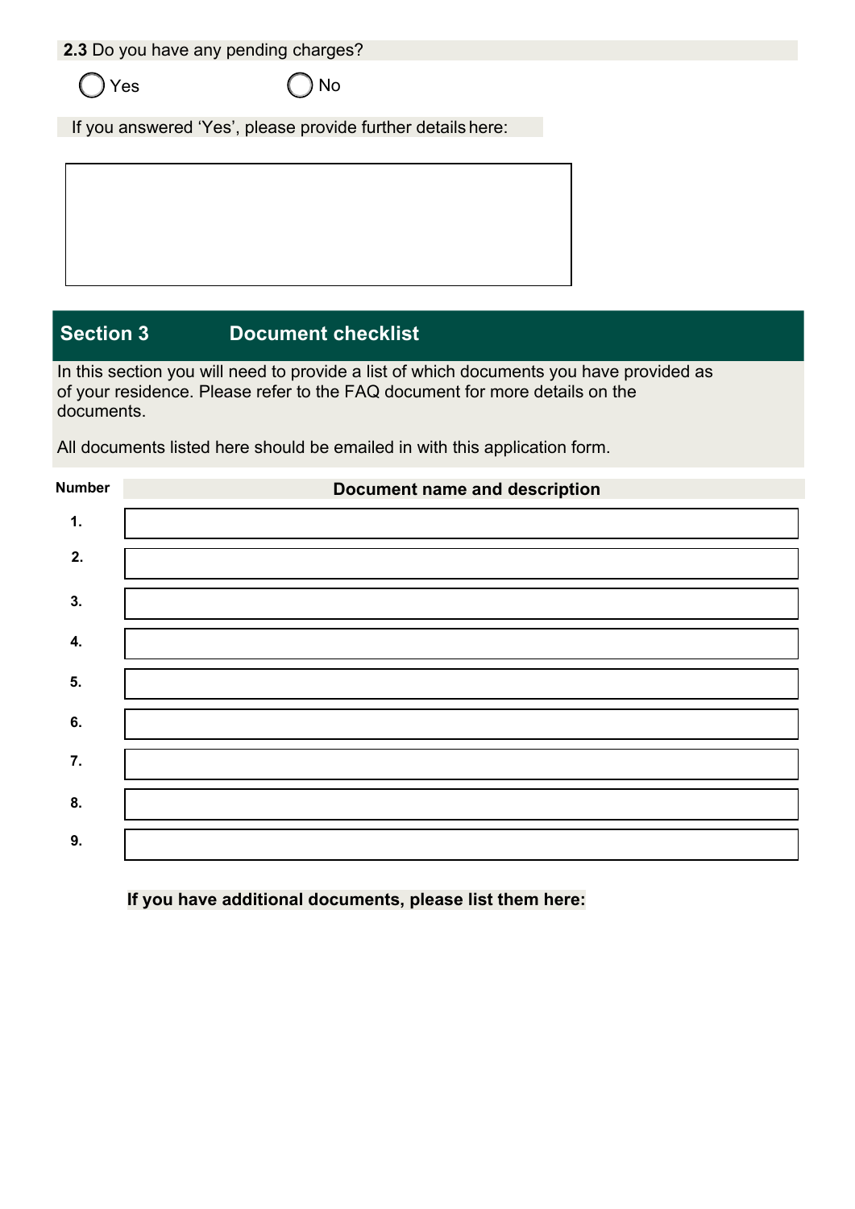**2.3** Do you have any pending charges?

◯ Yes ◯ No

If you answered 'Yes', please provide further details here:

## Section 3 Document checklist

In this section you will need to provide a list of which documents you have provided as of your residence. Please refer to the FAQ document for more details on the documents.

All documents listed here should be emailed in with this application form.

| Number | Document name and description |
|---|---|
| 1. | |
| 2. | |
| 3. | |
| 4. | |
| 5. | |
| 6. | |
| 7. | |
| 8. | |
| 9. | |

**If you have additional documents, please list them here:**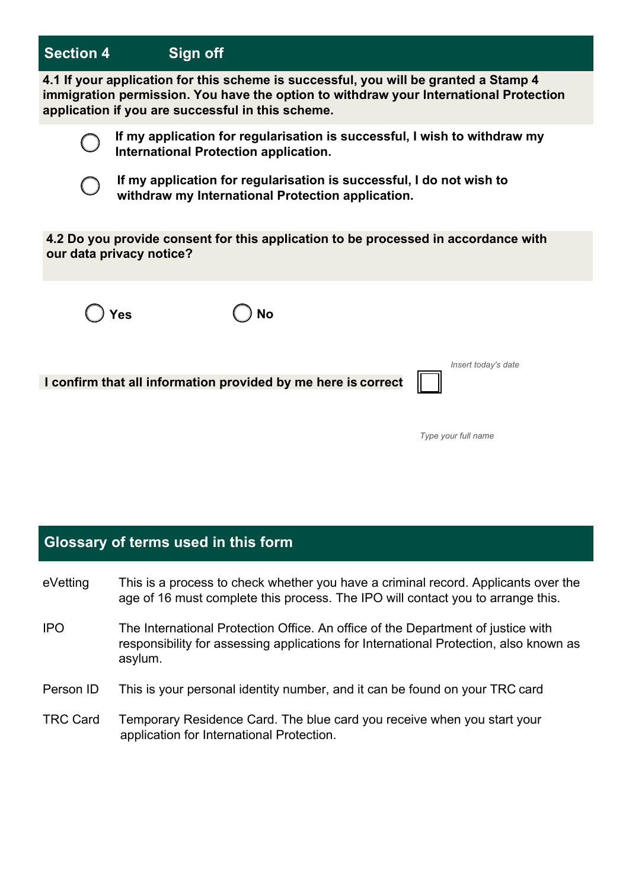## Section 4 Sign off

**4.1 If your application for this scheme is successful, you will be granted a Stamp 4 immigration permission. You have the option to withdraw your International Protection application if you are successful in this scheme.**

- ◯ **If my application for regularisation is successful, I wish to withdraw my International Protection application.**
- ◯ **If my application for regularisation is successful, I do not wish to withdraw my International Protection application.**

**4.2 Do you provide consent for this application to be processed in accordance with our data privacy notice?**

◯ **Yes** ◯ **No**

**I confirm that all information provided by me here is correct** ☐

*Insert today's date*

*Type your full name*

## Glossary of terms used in this form

| Term | Definition |
| --- | --- |
| eVetting | This is a process to check whether you have a criminal record. Applicants over the age of 16 must complete this process. The IPO will contact you to arrange this. |
| IPO | The International Protection Office. An office of the Department of justice with responsibility for assessing applications for International Protection, also known as asylum. |
| Person ID | This is your personal identity number, and it can be found on your TRC card |
| TRC Card | Temporary Residence Card. The blue card you receive when you start your application for International Protection. |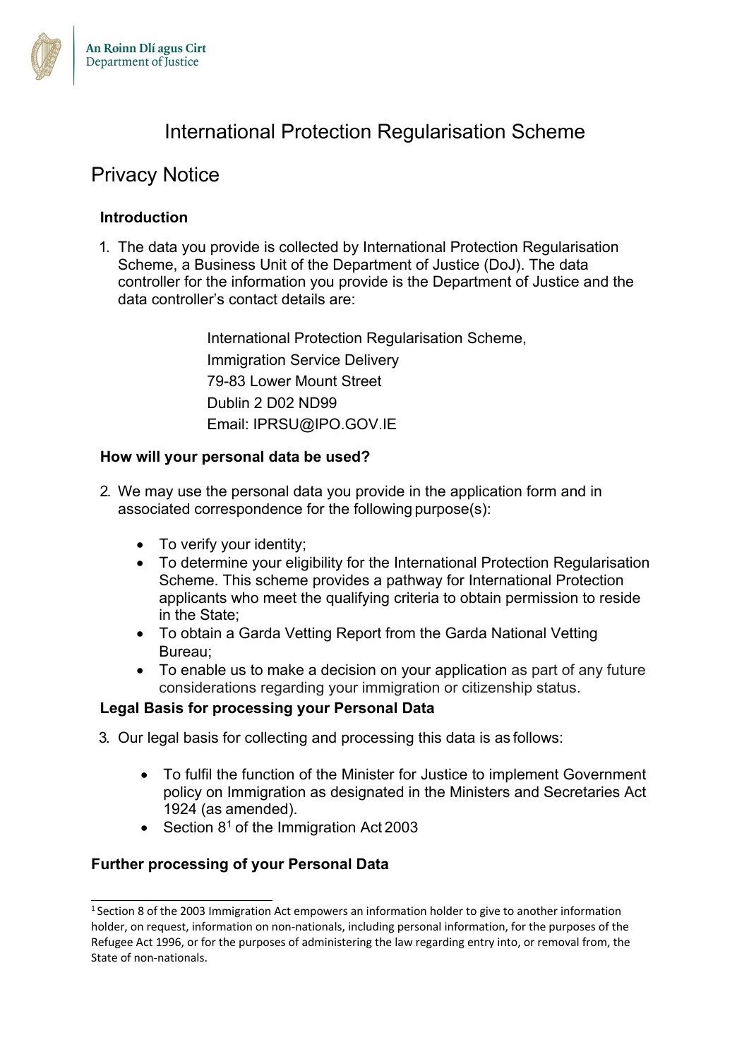An Roinn Dlí agus Cirt
Department of Justice

# International Protection Regularisation Scheme

## Privacy Notice

### Introduction

1. The data you provide is collected by International Protection Regularisation Scheme, a Business Unit of the Department of Justice (DoJ). The data controller for the information you provide is the Department of Justice and the data controller's contact details are:

   International Protection Regularisation Scheme,
   Immigration Service Delivery
   79-83 Lower Mount Street
   Dublin 2 D02 ND99
   Email: IPRSU@IPO.GOV.IE

### How will your personal data be used?

2. We may use the personal data you provide in the application form and in associated correspondence for the following purpose(s):

   - To verify your identity;
   - To determine your eligibility for the International Protection Regularisation Scheme. This scheme provides a pathway for International Protection applicants who meet the qualifying criteria to obtain permission to reside in the State;
   - To obtain a Garda Vetting Report from the Garda National Vetting Bureau;
   - To enable us to make a decision on your application as part of any future considerations regarding your immigration or citizenship status.

### Legal Basis for processing your Personal Data

3. Our legal basis for collecting and processing this data is as follows:

   - To fulfil the function of the Minister for Justice to implement Government policy on Immigration as designated in the Ministers and Secretaries Act 1924 (as amended).
   - Section 8[1] of the Immigration Act 2003

### Further processing of your Personal Data

[1] Section 8 of the 2003 Immigration Act empowers an information holder to give to another information holder, on request, information on non-nationals, including personal information, for the purposes of the Refugee Act 1996, or for the purposes of administering the law regarding entry into, or removal from, the State of non-nationals.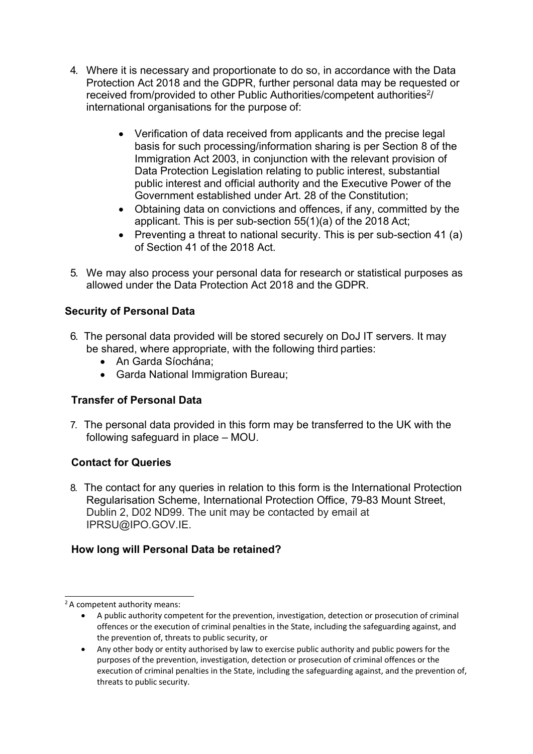4. Where it is necessary and proportionate to do so, in accordance with the Data Protection Act 2018 and the GDPR, further personal data may be requested or received from/provided to other Public Authorities/competent authorities[2]/ international organisations for the purpose of:

    - Verification of data received from applicants and the precise legal basis for such processing/information sharing is per Section 8 of the Immigration Act 2003, in conjunction with the relevant provision of Data Protection Legislation relating to public interest, substantial public interest and official authority and the Executive Power of the Government established under Art. 28 of the Constitution;
    - Obtaining data on convictions and offences, if any, committed by the applicant. This is per sub-section 55(1)(a) of the 2018 Act;
    - Preventing a threat to national security. This is per sub-section 41 (a) of Section 41 of the 2018 Act.

5. We may also process your personal data for research or statistical purposes as allowed under the Data Protection Act 2018 and the GDPR.

### Security of Personal Data

6. The personal data provided will be stored securely on DoJ IT servers. It may be shared, where appropriate, with the following third parties:
    - An Garda Síochána;
    - Garda National Immigration Bureau;

### Transfer of Personal Data

7. The personal data provided in this form may be transferred to the UK with the following safeguard in place – MOU.

### Contact for Queries

8. The contact for any queries in relation to this form is the International Protection Regularisation Scheme, International Protection Office, 79-83 Mount Street, Dublin 2, D02 ND99. The unit may be contacted by email at IPRSU@IPO.GOV.IE.

### How long will Personal Data be retained?

---

[2] A competent authority means:

- A public authority competent for the prevention, investigation, detection or prosecution of criminal offences or the execution of criminal penalties in the State, including the safeguarding against, and the prevention of, threats to public security, or
- Any other body or entity authorised by law to exercise public authority and public powers for the purposes of the prevention, investigation, detection or prosecution of criminal offences or the execution of criminal penalties in the State, including the safeguarding against, and the prevention of, threats to public security.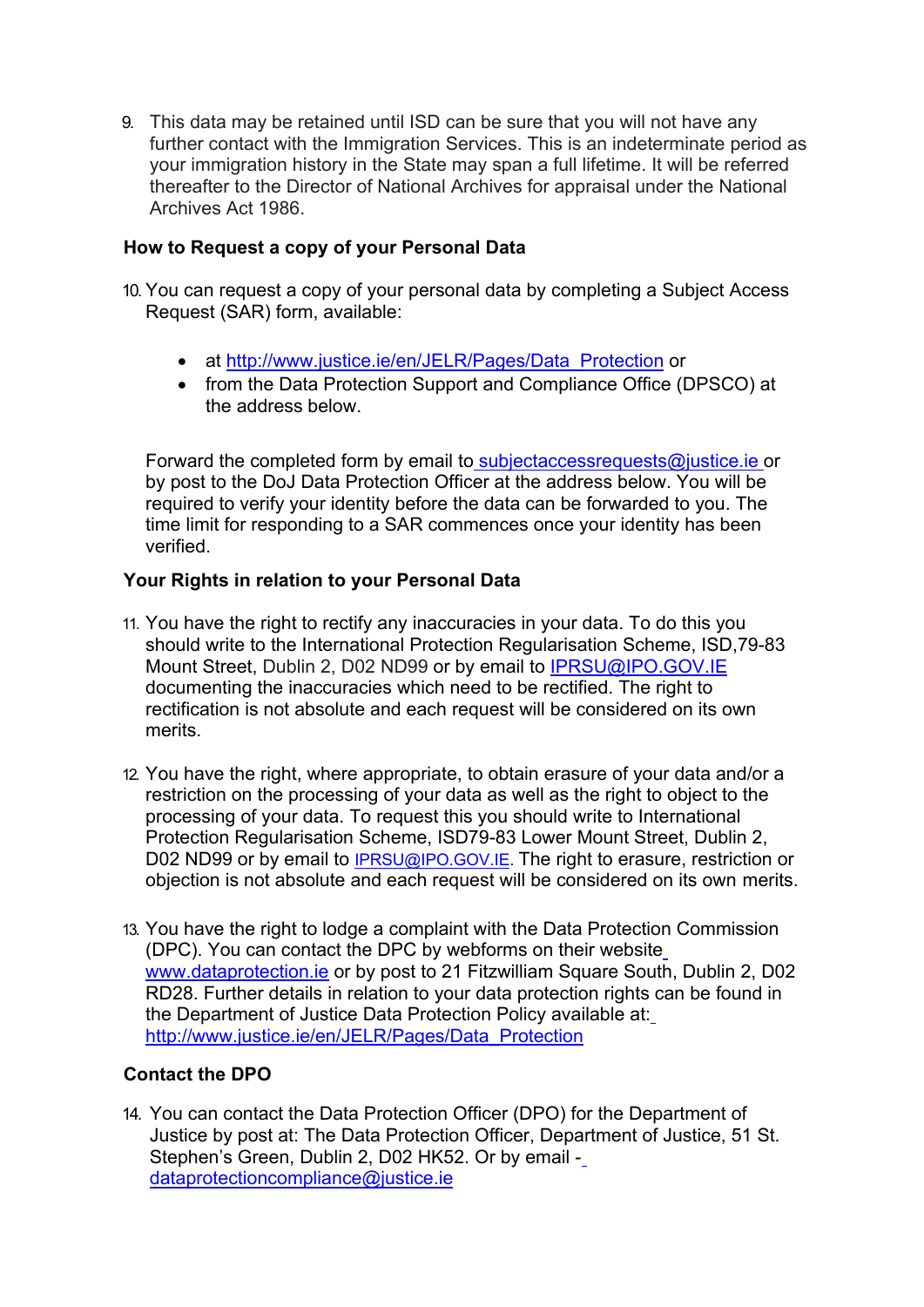9. This data may be retained until ISD can be sure that you will not have any further contact with the Immigration Services. This is an indeterminate period as your immigration history in the State may span a full lifetime. It will be referred thereafter to the Director of National Archives for appraisal under the National Archives Act 1986.

**How to Request a copy of your Personal Data**

10. You can request a copy of your personal data by completing a Subject Access Request (SAR) form, available:

    - at http://www.justice.ie/en/JELR/Pages/Data_Protection or
    - from the Data Protection Support and Compliance Office (DPSCO) at the address below.

    Forward the completed form by email to subjectaccessrequests@justice.ie or by post to the DoJ Data Protection Officer at the address below. You will be required to verify your identity before the data can be forwarded to you. The time limit for responding to a SAR commences once your identity has been verified.

**Your Rights in relation to your Personal Data**

11. You have the right to rectify any inaccuracies in your data. To do this you should write to the International Protection Regularisation Scheme, ISD,79-83 Mount Street, Dublin 2, D02 ND99 or by email to IPRSU@IPO.GOV.IE documenting the inaccuracies which need to be rectified. The right to rectification is not absolute and each request will be considered on its own merits.

12. You have the right, where appropriate, to obtain erasure of your data and/or a restriction on the processing of your data as well as the right to object to the processing of your data. To request this you should write to International Protection Regularisation Scheme, ISD79-83 Lower Mount Street, Dublin 2, D02 ND99 or by email to IPRSU@IPO.GOV.IE. The right to erasure, restriction or objection is not absolute and each request will be considered on its own merits.

13. You have the right to lodge a complaint with the Data Protection Commission (DPC). You can contact the DPC by webforms on their website www.dataprotection.ie or by post to 21 Fitzwilliam Square South, Dublin 2, D02 RD28. Further details in relation to your data protection rights can be found in the Department of Justice Data Protection Policy available at: http://www.justice.ie/en/JELR/Pages/Data_Protection

**Contact the DPO**

14. You can contact the Data Protection Officer (DPO) for the Department of Justice by post at: The Data Protection Officer, Department of Justice, 51 St. Stephen's Green, Dublin 2, D02 HK52. Or by email - dataprotectioncompliance@justice.ie